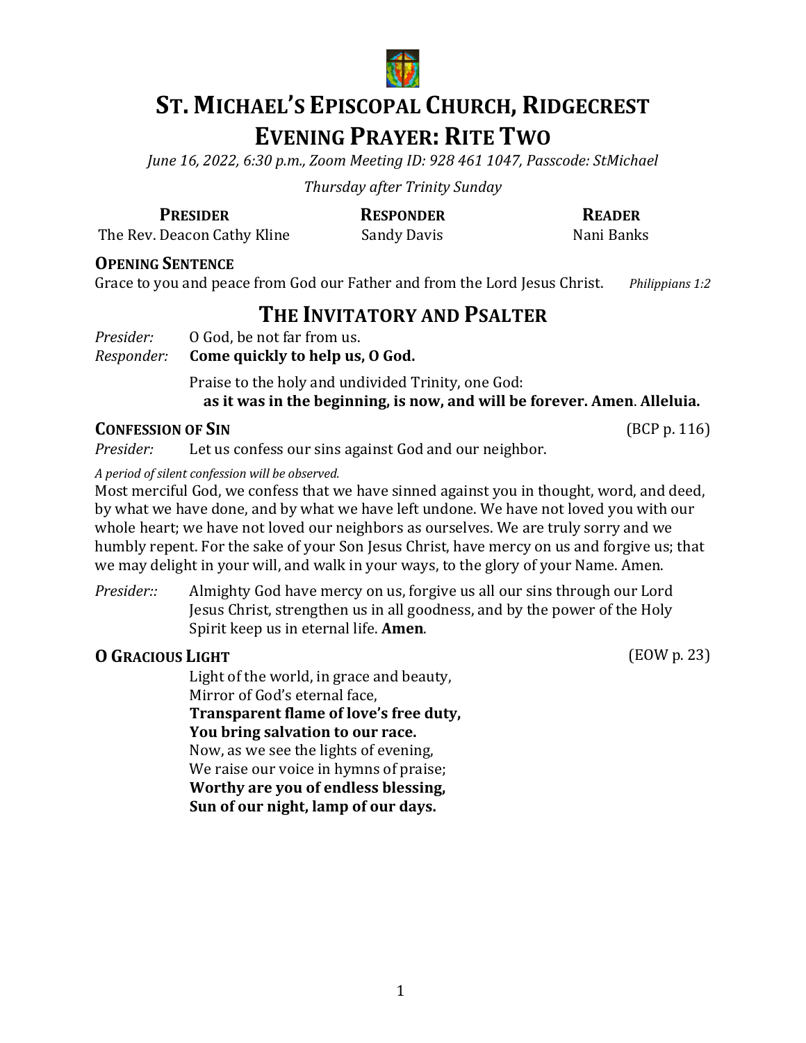# ST. MICHAEL'S EPISCOPAL CHURCH, RIDGECREST
# EVENING PRAYER: RITE TWO

*June 16, 2022, 6:30 p.m., Zoom Meeting ID: 928 461 1047, Passcode: StMichael*

*Thursday after Trinity Sunday*

| **PRESIDER** | **RESPONDER** | **READER** |
|---|---|---|
| The Rev. Deacon Cathy Kline | Sandy Davis | Nani Banks |

**OPENING SENTENCE**

Grace to you and peace from God our Father and from the Lord Jesus Christ. *Philippians 1:2*

## THE INVITATORY AND PSALTER

*Presider:* O God, be not far from us.
*Responder:* **Come quickly to help us, O God.**

Praise to the holy and undivided Trinity, one God:
**as it was in the beginning, is now, and will be forever. Amen. Alleluia.**

**CONFESSION OF SIN** (BCP p. 116)

*Presider:* Let us confess our sins against God and our neighbor.

*A period of silent confession will be observed.*

Most merciful God, we confess that we have sinned against you in thought, word, and deed, by what we have done, and by what we have left undone. We have not loved you with our whole heart; we have not loved our neighbors as ourselves. We are truly sorry and we humbly repent. For the sake of your Son Jesus Christ, have mercy on us and forgive us; that we may delight in your will, and walk in your ways, to the glory of your Name. Amen.

*Presider::* Almighty God have mercy on us, forgive us all our sins through our Lord Jesus Christ, strengthen us in all goodness, and by the power of the Holy Spirit keep us in eternal life. **Amen**.

**O GRACIOUS LIGHT** (EOW p. 23)

Light of the world, in grace and beauty,
Mirror of God's eternal face,
**Transparent flame of love's free duty,**
**You bring salvation to our race.**
Now, as we see the lights of evening,
We raise our voice in hymns of praise;
**Worthy are you of endless blessing,**
**Sun of our night, lamp of our days.**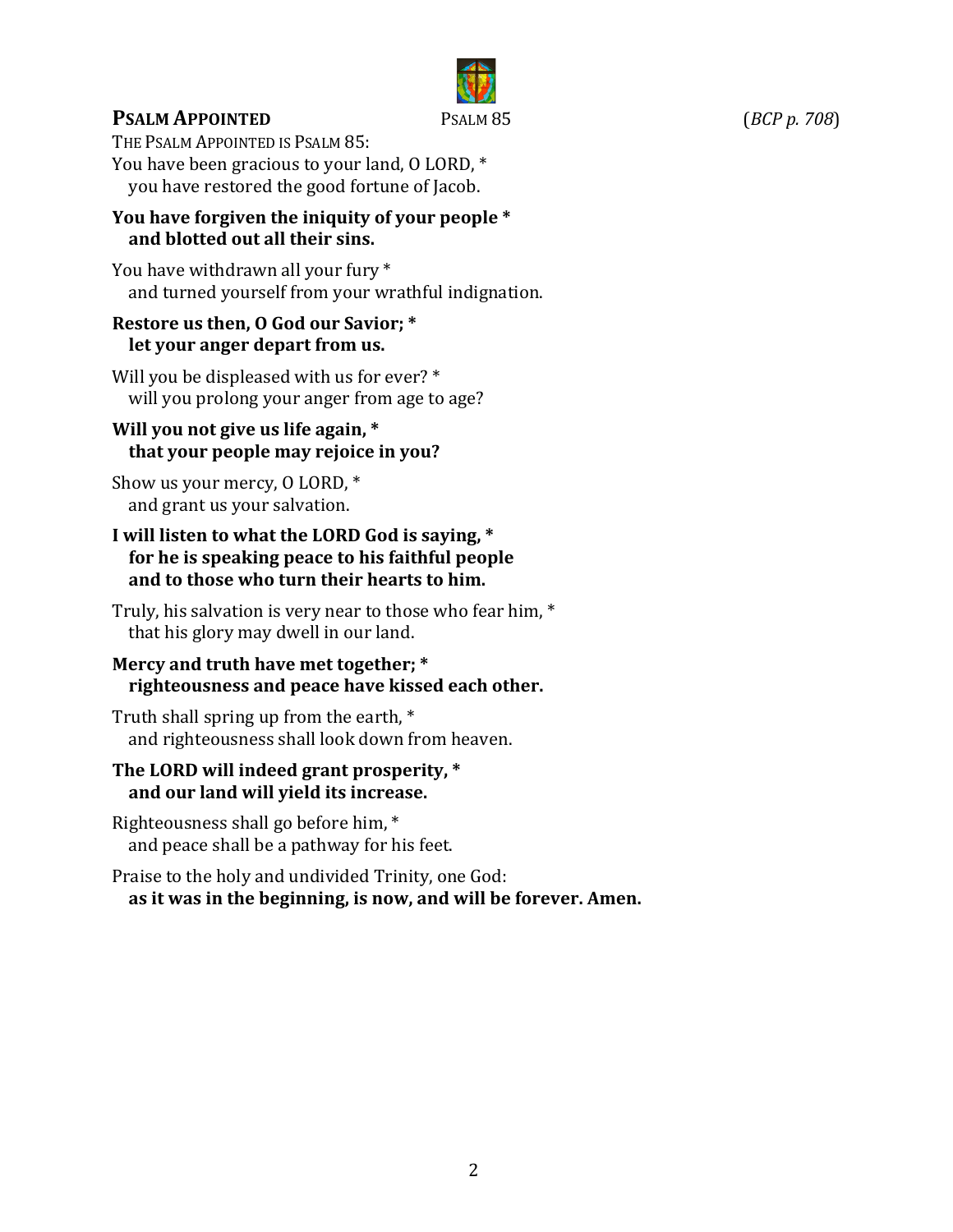## **Psalm Appointed** Psalm 85 (*BCP p. 708*)

The Psalm Appointed is Psalm 85:

You have been gracious to your land, O LORD, *
  you have restored the good fortune of Jacob.

**You have forgiven the iniquity of your people ***
  **and blotted out all their sins.**

You have withdrawn all your fury *
  and turned yourself from your wrathful indignation.

**Restore us then, O God our Savior; ***
  **let your anger depart from us.**

Will you be displeased with us for ever? *
  will you prolong your anger from age to age?

**Will you not give us life again, ***
  **that your people may rejoice in you?**

Show us your mercy, O LORD, *
  and grant us your salvation.

**I will listen to what the LORD God is saying, ***
  **for he is speaking peace to his faithful people**
  **and to those who turn their hearts to him.**

Truly, his salvation is very near to those who fear him, *
  that his glory may dwell in our land.

**Mercy and truth have met together; ***
  **righteousness and peace have kissed each other.**

Truth shall spring up from the earth, *
  and righteousness shall look down from heaven.

**The LORD will indeed grant prosperity, ***
  **and our land will yield its increase.**

Righteousness shall go before him, *
  and peace shall be a pathway for his feet.

Praise to the holy and undivided Trinity, one God:
  **as it was in the beginning, is now, and will be forever. Amen.**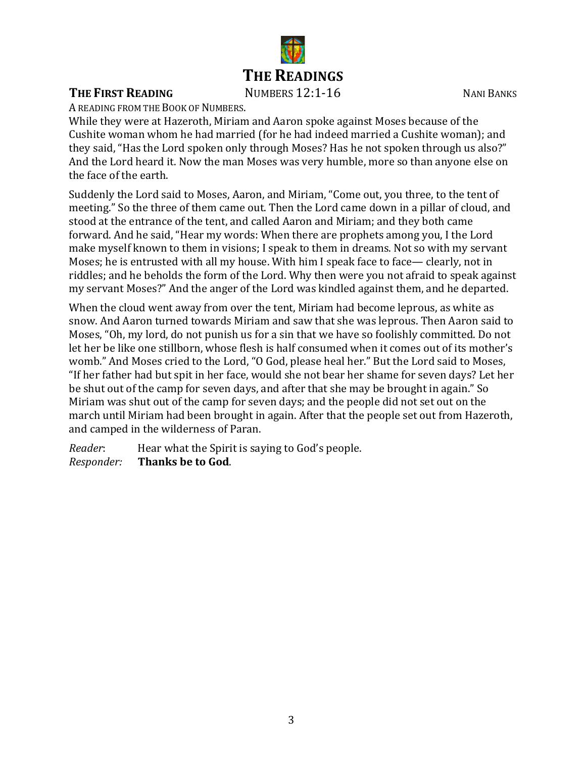# THE READINGS

**THE FIRST READING** NUMBERS 12:1-16 NANI BANKS

A READING FROM THE BOOK OF NUMBERS.

While they were at Hazeroth, Miriam and Aaron spoke against Moses because of the Cushite woman whom he had married (for he had indeed married a Cushite woman); and they said, "Has the Lord spoken only through Moses? Has he not spoken through us also?" And the Lord heard it. Now the man Moses was very humble, more so than anyone else on the face of the earth.

Suddenly the Lord said to Moses, Aaron, and Miriam, "Come out, you three, to the tent of meeting." So the three of them came out. Then the Lord came down in a pillar of cloud, and stood at the entrance of the tent, and called Aaron and Miriam; and they both came forward. And he said, "Hear my words: When there are prophets among you, I the Lord make myself known to them in visions; I speak to them in dreams. Not so with my servant Moses; he is entrusted with all my house. With him I speak face to face— clearly, not in riddles; and he beholds the form of the Lord. Why then were you not afraid to speak against my servant Moses?" And the anger of the Lord was kindled against them, and he departed.

When the cloud went away from over the tent, Miriam had become leprous, as white as snow. And Aaron turned towards Miriam and saw that she was leprous. Then Aaron said to Moses, "Oh, my lord, do not punish us for a sin that we have so foolishly committed. Do not let her be like one stillborn, whose flesh is half consumed when it comes out of its mother's womb." And Moses cried to the Lord, "O God, please heal her." But the Lord said to Moses, "If her father had but spit in her face, would she not bear her shame for seven days? Let her be shut out of the camp for seven days, and after that she may be brought in again." So Miriam was shut out of the camp for seven days; and the people did not set out on the march until Miriam had been brought in again. After that the people set out from Hazeroth, and camped in the wilderness of Paran.

*Reader*: Hear what the Spirit is saying to God's people.
*Responder:* **Thanks be to God**.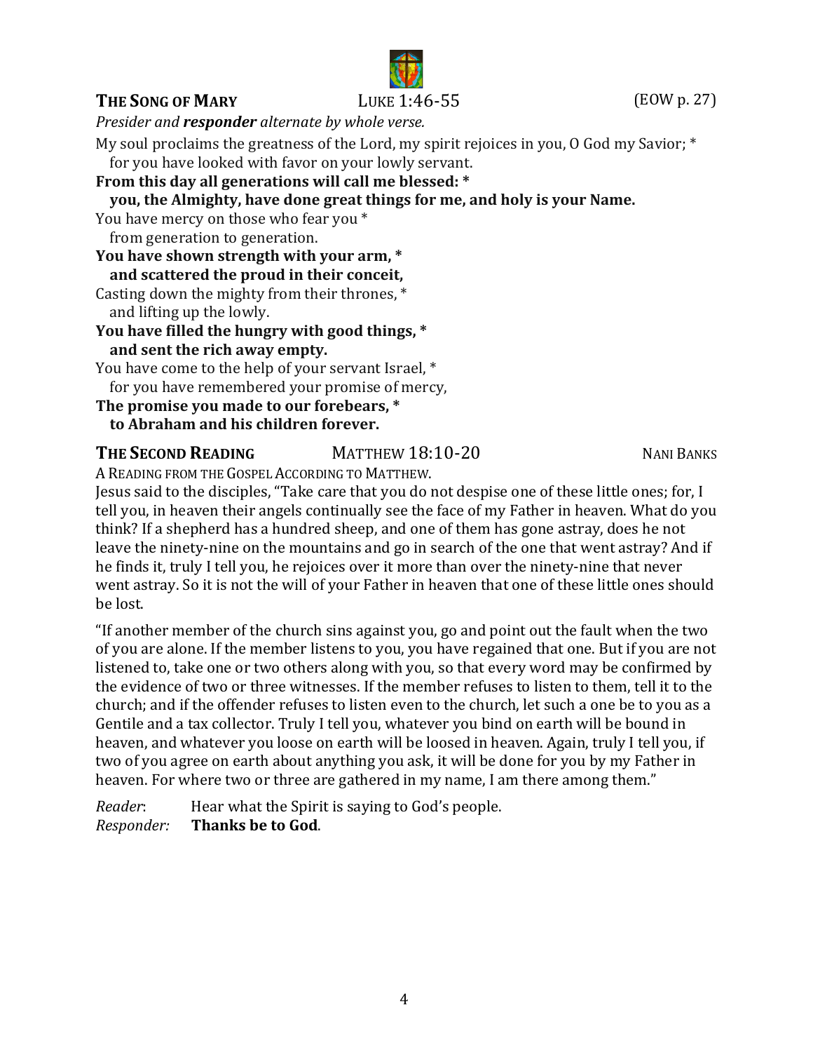## THE SONG OF MARY  LUKE 1:46-55  (EOW p. 27)

*Presider and* ***responder*** *alternate by whole verse.*

My soul proclaims the greatness of the Lord, my spirit rejoices in you, O God my Savior; *
  for you have looked with favor on your lowly servant.

**From this day all generations will call me blessed: ***
  **you, the Almighty, have done great things for me, and holy is your Name.**

You have mercy on those who fear you *
  from generation to generation.

**You have shown strength with your arm, ***
  **and scattered the proud in their conceit,**

Casting down the mighty from their thrones, *
  and lifting up the lowly.

**You have filled the hungry with good things, ***
  **and sent the rich away empty.**

You have come to the help of your servant Israel, *
  for you have remembered your promise of mercy,

**The promise you made to our forebears, ***
  **to Abraham and his children forever.**

## THE SECOND READING  MATTHEW 18:10-20  NANI BANKS

A READING FROM THE GOSPEL ACCORDING TO MATTHEW.

Jesus said to the disciples, "Take care that you do not despise one of these little ones; for, I tell you, in heaven their angels continually see the face of my Father in heaven. What do you think? If a shepherd has a hundred sheep, and one of them has gone astray, does he not leave the ninety-nine on the mountains and go in search of the one that went astray? And if he finds it, truly I tell you, he rejoices over it more than over the ninety-nine that never went astray. So it is not the will of your Father in heaven that one of these little ones should be lost.

"If another member of the church sins against you, go and point out the fault when the two of you are alone. If the member listens to you, you have regained that one. But if you are not listened to, take one or two others along with you, so that every word may be confirmed by the evidence of two or three witnesses. If the member refuses to listen to them, tell it to the church; and if the offender refuses to listen even to the church, let such a one be to you as a Gentile and a tax collector. Truly I tell you, whatever you bind on earth will be bound in heaven, and whatever you loose on earth will be loosed in heaven. Again, truly I tell you, if two of you agree on earth about anything you ask, it will be done for you by my Father in heaven. For where two or three are gathered in my name, I am there among them."

*Reader*: Hear what the Spirit is saying to God's people.
*Responder:* **Thanks be to God**.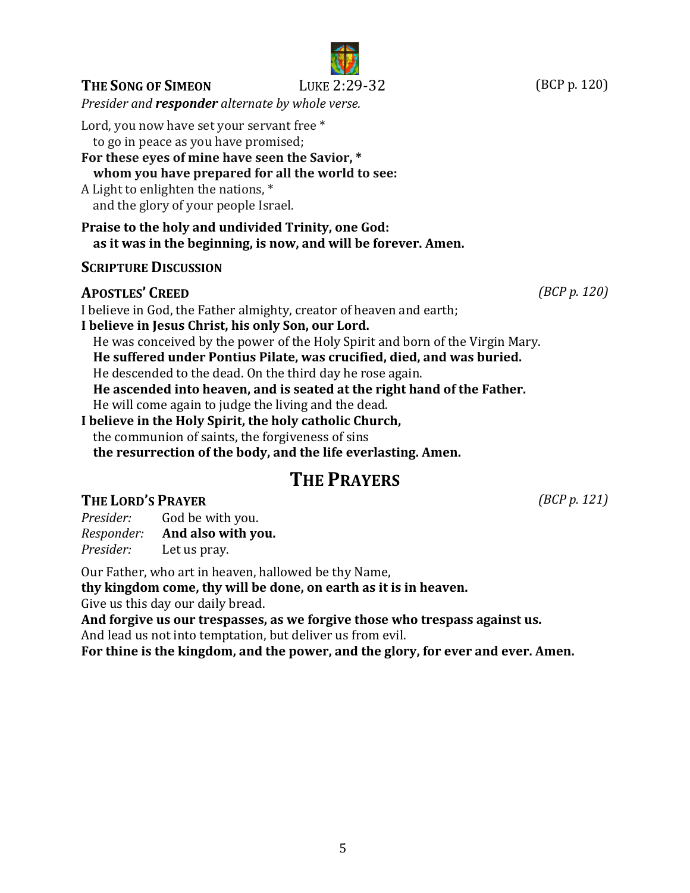### THE SONG OF SIMEON  LUKE 2:29-32 (BCP p. 120)

*Presider and* ***responder*** *alternate by whole verse.*

Lord, you now have set your servant free *
  to go in peace as you have promised;
**For these eyes of mine have seen the Savior, ***
  **whom you have prepared for all the world to see:**
A Light to enlighten the nations, *
  and the glory of your people Israel.

**Praise to the holy and undivided Trinity, one God:**
  **as it was in the beginning, is now, and will be forever. Amen.**

### SCRIPTURE DISCUSSION

### APOSTLES' CREED *(BCP p. 120)*

I believe in God, the Father almighty, creator of heaven and earth;
**I believe in Jesus Christ, his only Son, our Lord.**
  He was conceived by the power of the Holy Spirit and born of the Virgin Mary.
  **He suffered under Pontius Pilate, was crucified, died, and was buried.**
  He descended to the dead. On the third day he rose again.
  **He ascended into heaven, and is seated at the right hand of the Father.**
  He will come again to judge the living and the dead.
**I believe in the Holy Spirit, the holy catholic Church,**
  the communion of saints, the forgiveness of sins
  **the resurrection of the body, and the life everlasting. Amen.**

## THE PRAYERS

### THE LORD'S PRAYER *(BCP p. 121)*

*Presider:* God be with you.
*Responder:* **And also with you.**
*Presider:* Let us pray.

Our Father, who art in heaven, hallowed be thy Name,
**thy kingdom come, thy will be done, on earth as it is in heaven.**
Give us this day our daily bread.
**And forgive us our trespasses, as we forgive those who trespass against us.**
And lead us not into temptation, but deliver us from evil.
**For thine is the kingdom, and the power, and the glory, for ever and ever. Amen.**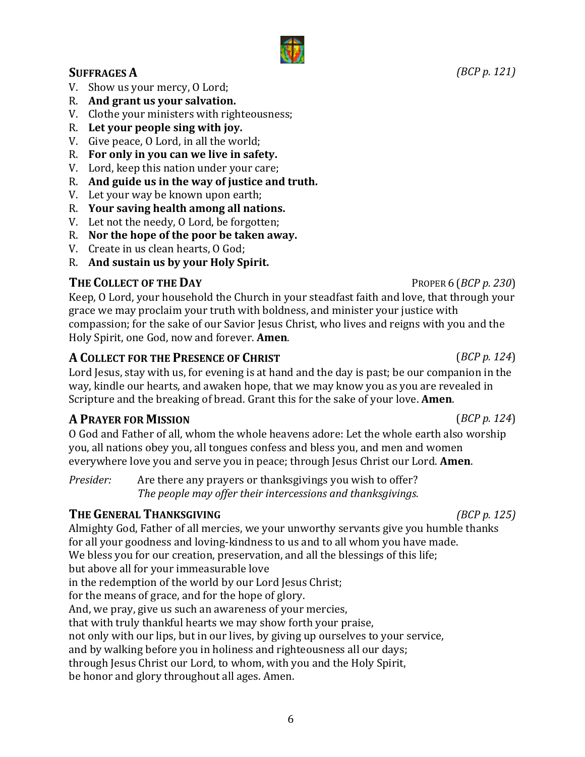## SUFFRAGES A *(BCP p. 121)*

V. Show us your mercy, O Lord;
R. **And grant us your salvation.**
V. Clothe your ministers with righteousness;
R. **Let your people sing with joy.**
V. Give peace, O Lord, in all the world;
R. **For only in you can we live in safety.**
V. Lord, keep this nation under your care;
R. **And guide us in the way of justice and truth.**
V. Let your way be known upon earth;
R. **Your saving health among all nations.**
V. Let not the needy, O Lord, be forgotten;
R. **Nor the hope of the poor be taken away.**
V. Create in us clean hearts, O God;
R. **And sustain us by your Holy Spirit.**

## THE COLLECT OF THE DAY PROPER 6 (*BCP p. 230*)

Keep, O Lord, your household the Church in your steadfast faith and love, that through your grace we may proclaim your truth with boldness, and minister your justice with compassion; for the sake of our Savior Jesus Christ, who lives and reigns with you and the Holy Spirit, one God, now and forever. **Amen**.

## A COLLECT FOR THE PRESENCE OF CHRIST (*BCP p. 124*)

Lord Jesus, stay with us, for evening is at hand and the day is past; be our companion in the way, kindle our hearts, and awaken hope, that we may know you as you are revealed in Scripture and the breaking of bread. Grant this for the sake of your love. **Amen**.

## A PRAYER FOR MISSION (*BCP p. 124*)

O God and Father of all, whom the whole heavens adore: Let the whole earth also worship you, all nations obey you, all tongues confess and bless you, and men and women everywhere love you and serve you in peace; through Jesus Christ our Lord. **Amen**.

*Presider:* Are there any prayers or thanksgivings you wish to offer?
*The people may offer their intercessions and thanksgivings.*

## THE GENERAL THANKSGIVING *(BCP p. 125)*

Almighty God, Father of all mercies, we your unworthy servants give you humble thanks
for all your goodness and loving-kindness to us and to all whom you have made.
We bless you for our creation, preservation, and all the blessings of this life;
but above all for your immeasurable love
in the redemption of the world by our Lord Jesus Christ;
for the means of grace, and for the hope of glory.
And, we pray, give us such an awareness of your mercies,
that with truly thankful hearts we may show forth your praise,
not only with our lips, but in our lives, by giving up ourselves to your service,
and by walking before you in holiness and righteousness all our days;
through Jesus Christ our Lord, to whom, with you and the Holy Spirit,
be honor and glory throughout all ages. Amen.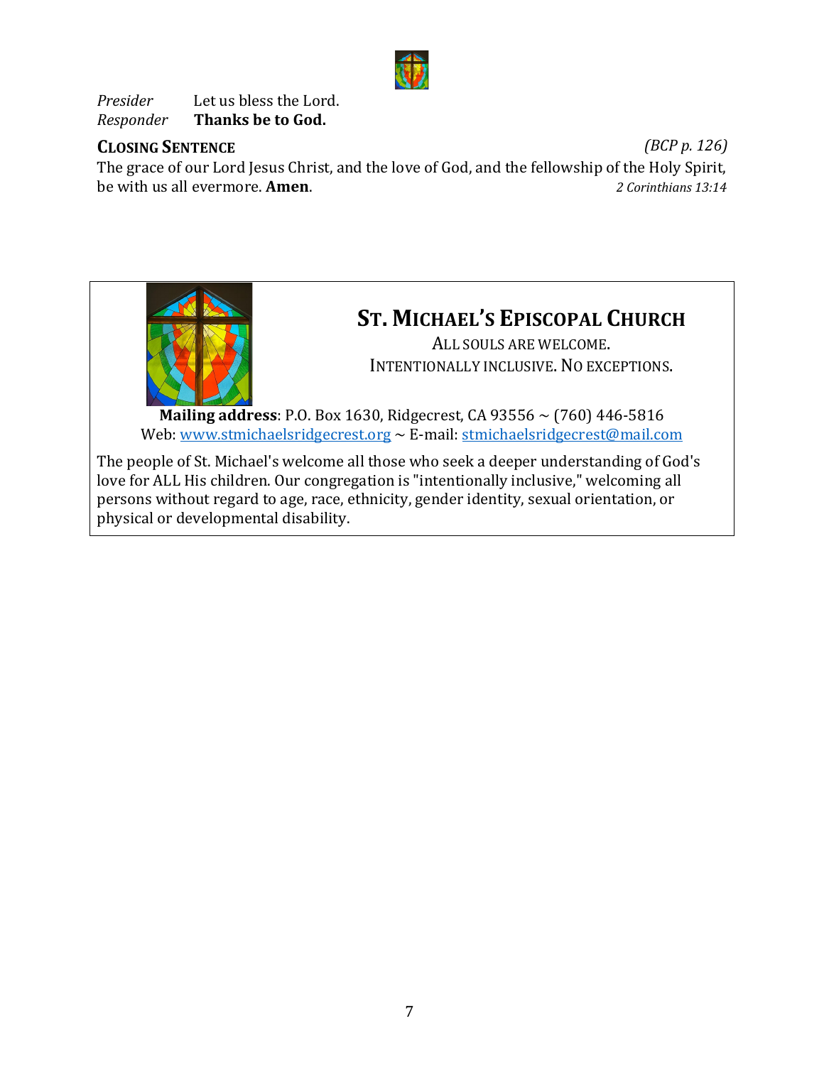*Presider* Let us bless the Lord.
*Responder* **Thanks be to God.**

**CLOSING SENTENCE** *(BCP p. 126)*

The grace of our Lord Jesus Christ, and the love of God, and the fellowship of the Holy Spirit, be with us all evermore. **Amen**. *2 Corinthians 13:14*

## ST. MICHAEL'S EPISCOPAL CHURCH

ALL SOULS ARE WELCOME.
INTENTIONALLY INCLUSIVE. NO EXCEPTIONS.

**Mailing address**: P.O. Box 1630, Ridgecrest, CA 93556 ~ (760) 446-5816
Web: www.stmichaelsridgecrest.org ~ E-mail: stmichaelsridgecrest@mail.com

The people of St. Michael's welcome all those who seek a deeper understanding of God's love for ALL His children. Our congregation is "intentionally inclusive," welcoming all persons without regard to age, race, ethnicity, gender identity, sexual orientation, or physical or developmental disability.